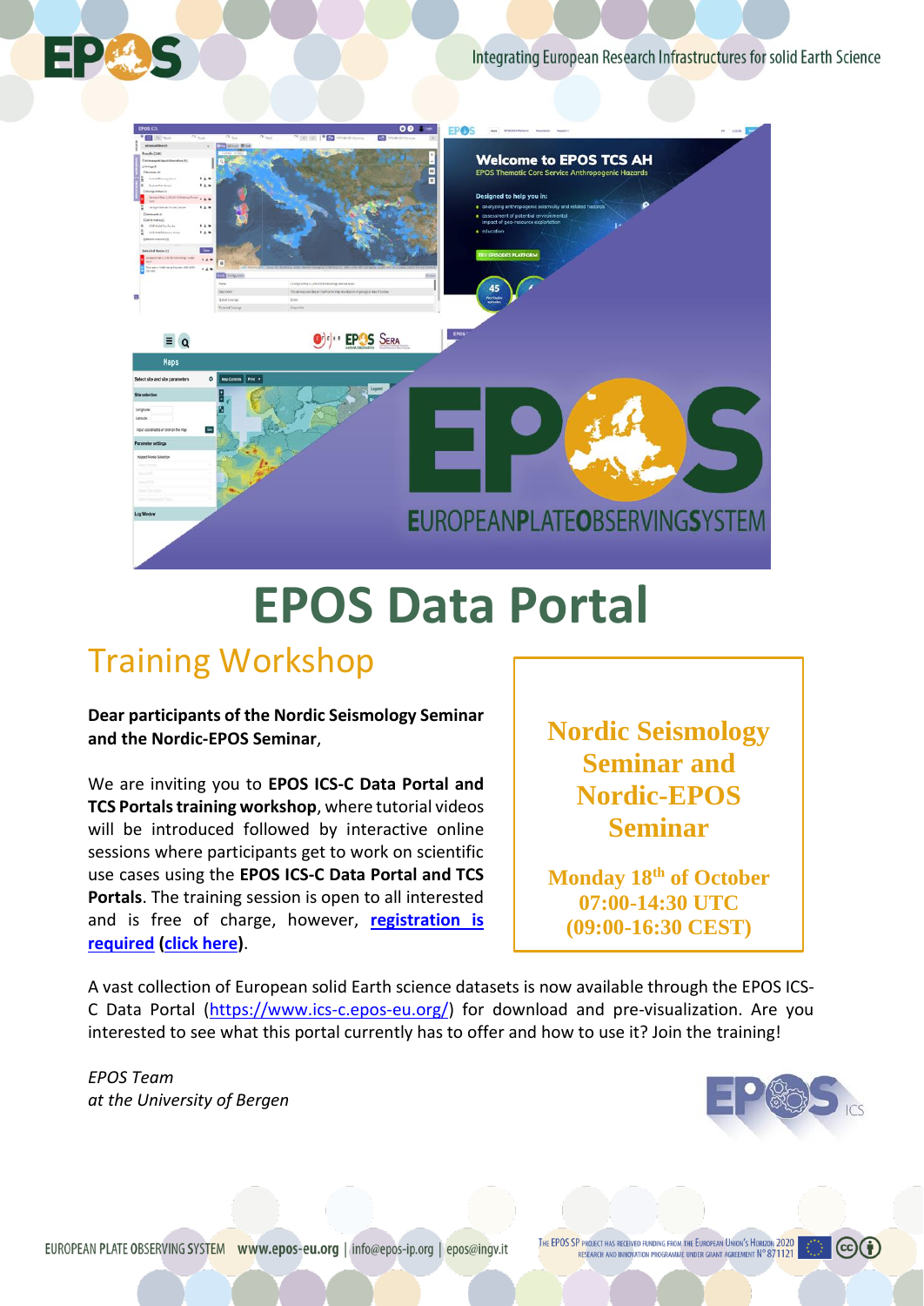# EPOS Data Portal

## Training Workshop

**Dear participants of the Nordic Seismology Seminar and the Nordic-EPOS Seminar**,

We are inviting you to **EPOS ICS-C Data Portal and TCS Portals training workshop**, where tutorial videos will be introduced followed by interactive online sessions where participants get to work on scientific use cases using the **EPOS ICS-C Data Portal and TCS Portals**. The training session is open to all interested and is free of charge, however, **registration is required** (**click here**).

**Nordic Seismology Seminar and Nordic-EPOS Seminar**

**Monday 18th of October**
**07:00-14:30 UTC**
**(09:00-16:30 CEST)**

A vast collection of European solid Earth science datasets is now available through the EPOS ICS-C Data Portal (https://www.ics-c.epos-eu.org/) for download and pre-visualization. Are you interested to see what this portal currently has to offer and how to use it? Join the training!

*EPOS Team*
*at the University of Bergen*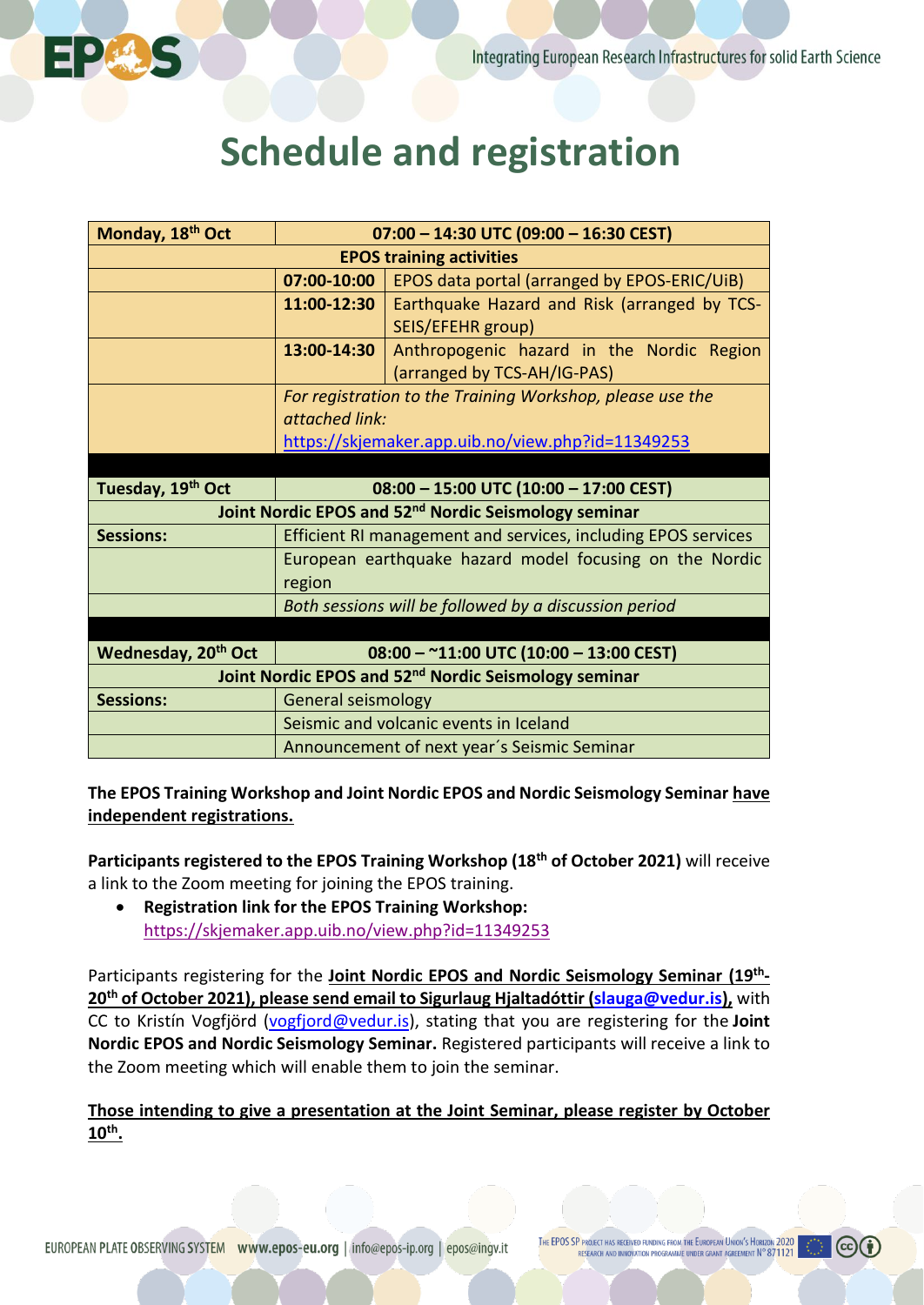# Schedule and registration

| | | |
|---|---|---|
| **Monday, 18th Oct** | **07:00 – 14:30 UTC (09:00 – 16:30 CEST)** | |
| **EPOS training activities** | | |
| | **07:00-10:00** | EPOS data portal (arranged by EPOS-ERIC/UiB) |
| | **11:00-12:30** | Earthquake Hazard and Risk (arranged by TCS-SEIS/EFEHR group) |
| | **13:00-14:30** | Anthropogenic hazard in the Nordic Region (arranged by TCS-AH/IG-PAS) |
| | *For registration to the Training Workshop, please use the attached link:* https://skjemaker.app.uib.no/view.php?id=11349253 | |
| | | |
| **Tuesday, 19th Oct** | **08:00 – 15:00 UTC (10:00 – 17:00 CEST)** | |
| **Joint Nordic EPOS and 52nd Nordic Seismology seminar** | | |
| **Sessions:** | Efficient RI management and services, including EPOS services | |
| | European earthquake hazard model focusing on the Nordic region | |
| | *Both sessions will be followed by a discussion period* | |
| | | |
| **Wednesday, 20th Oct** | **08:00 – ~11:00 UTC (10:00 – 13:00 CEST)** | |
| **Joint Nordic EPOS and 52nd Nordic Seismology seminar** | | |
| **Sessions:** | General seismology | |
| | Seismic and volcanic events in Iceland | |
| | Announcement of next year´s Seismic Seminar | |

**The EPOS Training Workshop and Joint Nordic EPOS and Nordic Seismology Seminar <u>have independent registrations.</u>**

**Participants registered to the EPOS Training Workshop (18th of October 2021)** will receive a link to the Zoom meeting for joining the EPOS training.

- **Registration link for the EPOS Training Workshop:** https://skjemaker.app.uib.no/view.php?id=11349253

Participants registering for the **<u>Joint Nordic EPOS and Nordic Seismology Seminar (19th-20th of October 2021), please send email to Sigurlaug Hjaltadóttir (slauga@vedur.is),</u>** with CC to Kristín Vogfjörd (vogfjord@vedur.is), stating that you are registering for the **Joint Nordic EPOS and Nordic Seismology Seminar.** Registered participants will receive a link to the Zoom meeting which will enable them to join the seminar.

**<u>Those intending to give a presentation at the Joint Seminar, please register by October 10th.</u>**